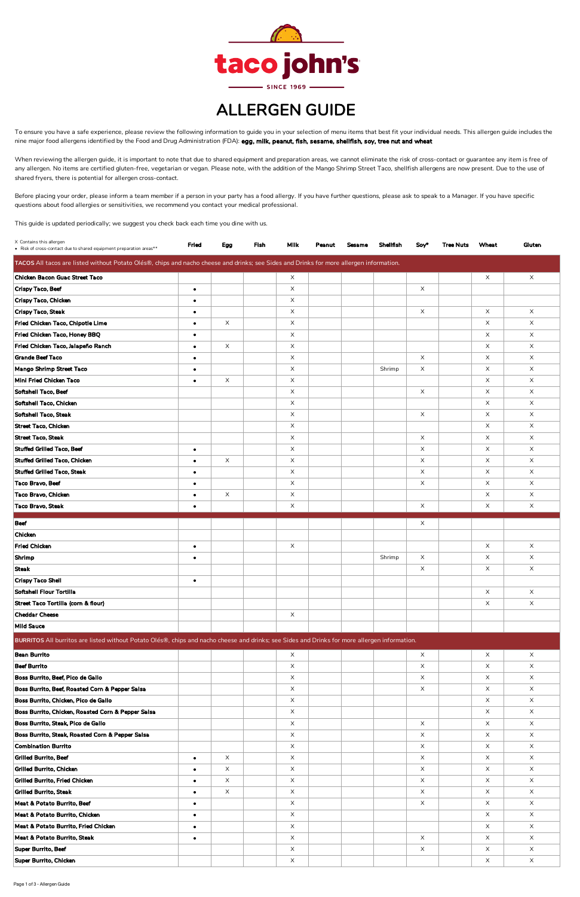# taco john's

SINCE 1969

# ALLERGEN GUIDE

To ensure you have a safe experience, please review the following information to guide you in your selection of menu items that best fit your individual needs. This allergen guide includes the nine major food allergens identified by the Food and Drug Administration (FDA): **egg, milk, peanut, fish, sesame, shellfish, soy, tree nut and wheat**

When reviewing the allergen guide, it is important to note that due to shared equipment and preparation areas, we cannot eliminate the risk of cross-contact or guarantee any item is free of any allergen. No items are certified gluten-free, vegetarian or vegan. Please note, with the addition of the Mango Shrimp Street Taco, shellfish allergens are now present. Due to the use of shared fryers, there is potential for allergen cross-contact.

Before placing your order, please inform a team member if a person in your party has a food allergy. If you have further questions, please ask to speak to a Manager. If you have specific questions about food allergies or sensitivities, we recommend you contact your medical professional.

This guide is updated periodically; we suggest you check back each time you dine with us.

X Contains this allergen
• Risk of cross-contact due to shared equipment preparation areas**

| | Fried | Egg | Fish | Milk | Peanut | Sesame | Shellfish | Soy* | Tree Nuts | Wheat | Gluten |
|---|---|---|---|---|---|---|---|---|---|---|---|
| **TACOS** All tacos are listed without Potato Olés®, chips and nacho cheese and drinks; see Sides and Drinks for more allergen information. | | | | | | | | | | | |
| **Chicken Bacon Guac Street Taco** | | | | X | | | | | | X | X |
| **Crispy Taco, Beef** | • | | | X | | | | X | | | |
| **Crispy Taco, Chicken** | • | | | X | | | | | | | |
| **Crispy Taco, Steak** | • | | | X | | | | X | | X | X |
| **Fried Chicken Taco, Chipotle Lime** | • | X | | X | | | | | | X | X |
| **Fried Chicken Taco, Honey BBQ** | • | | | X | | | | | | X | X |
| **Fried Chicken Taco, Jalapeño Ranch** | • | X | | X | | | | | | X | X |
| **Grande Beef Taco** | • | | | X | | | | X | | X | X |
| **Mango Shrimp Street Taco** | • | | | X | | | Shrimp | X | | X | X |
| **Mini Fried Chicken Taco** | • | X | | X | | | | | | X | X |
| **Softshell Taco, Beef** | | | | X | | | | X | | X | X |
| **Softshell Taco, Chicken** | | | | X | | | | | | X | X |
| **Softshell Taco, Steak** | | | | X | | | | X | | X | X |
| **Street Taco, Chicken** | | | | X | | | | | | X | X |
| **Street Taco, Steak** | | | | X | | | | X | | X | X |
| **Stuffed Grilled Taco, Beef** | • | | | X | | | | X | | X | X |
| **Stuffed Grilled Taco, Chicken** | • | X | | X | | | | X | | X | X |
| **Stuffed Grilled Taco, Steak** | • | | | X | | | | X | | X | X |
| **Taco Bravo, Beef** | • | | | X | | | | X | | X | X |
| **Taco Bravo, Chicken** | • | X | | X | | | | | | X | X |
| **Taco Bravo, Steak** | • | | | X | | | | X | | X | X |
| | | | | | | | | | | | |
| **Beef** | | | | | | | | X | | | |
| **Chicken** | | | | | | | | | | | |
| **Fried Chicken** | • | | | X | | | | | | X | X |
| **Shrimp** | • | | | | | | Shrimp | X | | X | X |
| **Steak** | | | | | | | | X | | X | X |
| **Crispy Taco Shell** | • | | | | | | | | | | |
| **Softshell Flour Tortilla** | | | | | | | | | | X | X |
| **Street Taco Tortilla (corn & flour)** | | | | | | | | | | X | X |
| **Cheddar Cheese** | | | | X | | | | | | | |
| **Mild Sauce** | | | | | | | | | | | |
| **BURRITOS** All burritos are listed without Potato Olés®, chips and nacho cheese and drinks; see Sides and Drinks for more allergen information. | | | | | | | | | | | |
| **Bean Burrito** | | | | X | | | | X | | X | X |
| **Beef Burrito** | | | | X | | | | X | | X | X |
| **Boss Burrito, Beef, Pico de Gallo** | | | | X | | | | X | | X | X |
| **Boss Burrito, Beef, Roasted Corn & Pepper Salsa** | | | | X | | | | X | | X | X |
| **Boss Burrito, Chicken, Pico de Gallo** | | | | X | | | | | | X | X |
| **Boss Burrito, Chicken, Roasted Corn & Pepper Salsa** | | | | X | | | | | | X | X |
| **Boss Burrito, Steak, Pico de Gallo** | | | | X | | | | X | | X | X |
| **Boss Burrito, Steak, Roasted Corn & Pepper Salsa** | | | | X | | | | X | | X | X |
| **Combination Burrito** | | | | X | | | | X | | X | X |
| **Grilled Burrito, Beef** | • | X | | X | | | | X | | X | X |
| **Grilled Burrito, Chicken** | • | X | | X | | | | X | | X | X |
| **Grilled Burrito, Fried Chicken** | • | X | | X | | | | X | | X | X |
| **Grilled Burrito, Steak** | • | X | | X | | | | X | | X | X |
| **Meat & Potato Burrito, Beef** | • | | | X | | | | X | | X | X |
| **Meat & Potato Burrito, Chicken** | • | | | X | | | | | | X | X |
| **Meat & Potato Burrito, Fried Chicken** | • | | | X | | | | | | X | X |
| **Meat & Potato Burrito, Steak** | • | | | X | | | | X | | X | X |
| **Super Burrito, Beef** | | | | X | | | | X | | X | X |
| **Super Burrito, Chicken** | | | | X | | | | | | X | X |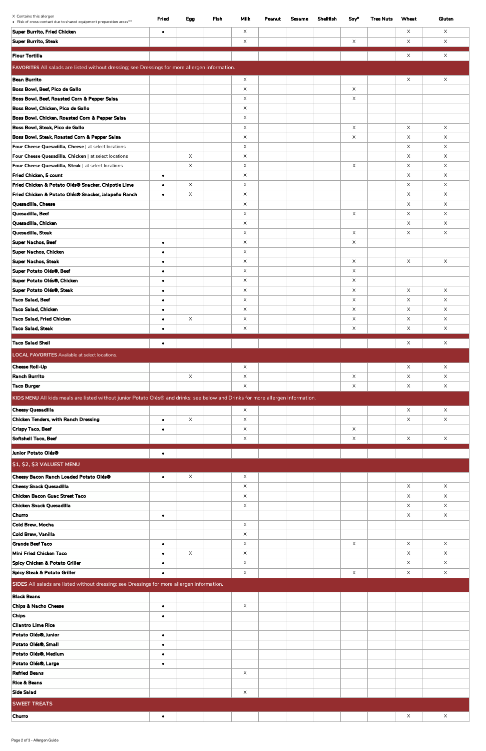X Contains this allergen
• Risk of cross-contact due to shared equipment preparation areas**

| | Fried | Egg | Fish | Milk | Peanut | Sesame | Shellfish | Soy* | Tree Nuts | Wheat | Gluten |
|---|---|---|---|---|---|---|---|---|---|---|---|
| Super Burrito, Fried Chicken | • | | | X | | | | | | X | X |
| Super Burrito, Steak | | | | X | | | | X | | X | X |
| | | | | | | | | | | | |
| Flour Tortilla | | | | | | | | | | X | X |
| **FAVORITES** All salads are listed without dressing; see Dressings for more allergen information. | | | | | | | | | | | |
| Bean Burrito | | | | X | | | | | | X | X |
| Boss Bowl, Beef, Pico de Gallo | | | | X | | | | X | | | |
| Boss Bowl, Beef, Roasted Corn & Pepper Salsa | | | | X | | | | X | | | |
| Boss Bowl, Chicken, Pico de Gallo | | | | X | | | | | | | |
| Boss Bowl, Chicken, Roasted Corn & Pepper Salsa | | | | X | | | | | | | |
| Boss Bowl, Steak, Pico de Gallo | | | | X | | | | X | | X | X |
| Boss Bowl, Steak, Roasted Corn & Pepper Salsa | | | | X | | | | X | | X | X |
| Four Cheese Quesadilla, Cheese \| at select locations | | | | X | | | | | | X | X |
| Four Cheese Quesadilla, Chicken \| at select locations | | X | | X | | | | | | X | X |
| Four Cheese Quesadilla, Steak \| at select locations | | X | | X | | | | X | | X | X |
| Fried Chicken, 5 count | • | | | X | | | | | | X | X |
| Fried Chicken & Potato Olés® Snacker, Chipotle Lime | • | X | | X | | | | | | X | X |
| Fried Chicken & Potato Olés® Snacker, Jalapeño Ranch | • | X | | X | | | | | | X | X |
| Quesadilla, Cheese | | | | X | | | | | | X | X |
| Quesadilla, Beef | | | | X | | | | X | | X | X |
| Quesadilla, Chicken | | | | X | | | | | | X | X |
| Quesadilla, Steak | | | | X | | | | X | | X | X |
| Super Nachos, Beef | • | | | X | | | | X | | | |
| Super Nachos, Chicken | • | | | X | | | | | | | |
| Super Nachos, Steak | • | | | X | | | | X | | X | X |
| Super Potato Olés®, Beef | • | | | X | | | | X | | | |
| Super Potato Olés®, Chicken | • | | | X | | | | X | | | |
| Super Potato Olés®, Steak | • | | | X | | | | X | | X | X |
| Taco Salad, Beef | • | | | X | | | | X | | X | X |
| Taco Salad, Chicken | • | | | X | | | | X | | X | X |
| Taco Salad, Fried Chicken | • | X | | X | | | | X | | X | X |
| Taco Salad, Steak | • | | | X | | | | X | | X | X |
| | | | | | | | | | | | |
| Taco Salad Shell | • | | | | | | | | | X | X |
| **LOCAL FAVORITES** Available at select locations. | | | | | | | | | | | |
| Cheese Roll-Up | | | | X | | | | | | X | X |
| Ranch Burrito | | X | | X | | | | X | | X | X |
| Taco Burger | | | | X | | | | X | | X | X |
| **KIDS MENU** All kids meals are listed without junior Potato Olés® and drinks; see below and Drinks for more allergen information. | | | | | | | | | | | |
| Cheesy Quesadilla | | | | X | | | | | | X | X |
| Chicken Tenders, with Ranch Dressing | • | X | | X | | | | | | X | X |
| Crispy Taco, Beef | • | | | X | | | | X | | | |
| Softshell Taco, Beef | | | | X | | | | X | | X | X |
| | | | | | | | | | | | |
| Junior Potato Olés® | • | | | | | | | | | | |
| **$1, $2, $3 VALUEST MENU** | | | | | | | | | | | |
| Cheesy Bacon Ranch Loaded Potato Olés® | • | X | | X | | | | | | | |
| Cheesy Snack Quesadilla | | | | X | | | | | | X | X |
| Chicken Bacon Guac Street Taco | | | | X | | | | | | X | X |
| Chicken Snack Quesadilla | | | | X | | | | | | X | X |
| Churro | • | | | | | | | | | X | X |
| Cold Brew, Mocha | | | | X | | | | | | | |
| Cold Brew, Vanilla | | | | X | | | | | | | |
| Grande Beef Taco | • | | | X | | | | X | | X | X |
| Mini Fried Chicken Taco | • | X | | X | | | | | | X | X |
| Spicy Chicken & Potato Griller | • | | | X | | | | | | X | X |
| Spicy Steak & Potato Griller | • | | | X | | | | X | | X | X |
| **SIDES** All salads are listed without dressing; see Dressings for more allergen information. | | | | | | | | | | | |
| Black Beans | | | | | | | | | | | |
| Chips & Nacho Cheese | • | | | X | | | | | | | |
| Chips | • | | | | | | | | | | |
| Cilantro Lime Rice | | | | | | | | | | | |
| Potato Olés®, Junior | • | | | | | | | | | | |
| Potato Olés®, Small | • | | | | | | | | | | |
| Potato Olés®, Medium | • | | | | | | | | | | |
| Potato Olés®, Large | • | | | | | | | | | | |
| Refried Beans | | | | X | | | | | | | |
| Rice & Beans | | | | | | | | | | | |
| Side Salad | | | | X | | | | | | | |
| **SWEET TREATS** | | | | | | | | | | | |
| Churro | • | | | | | | | | | X | X |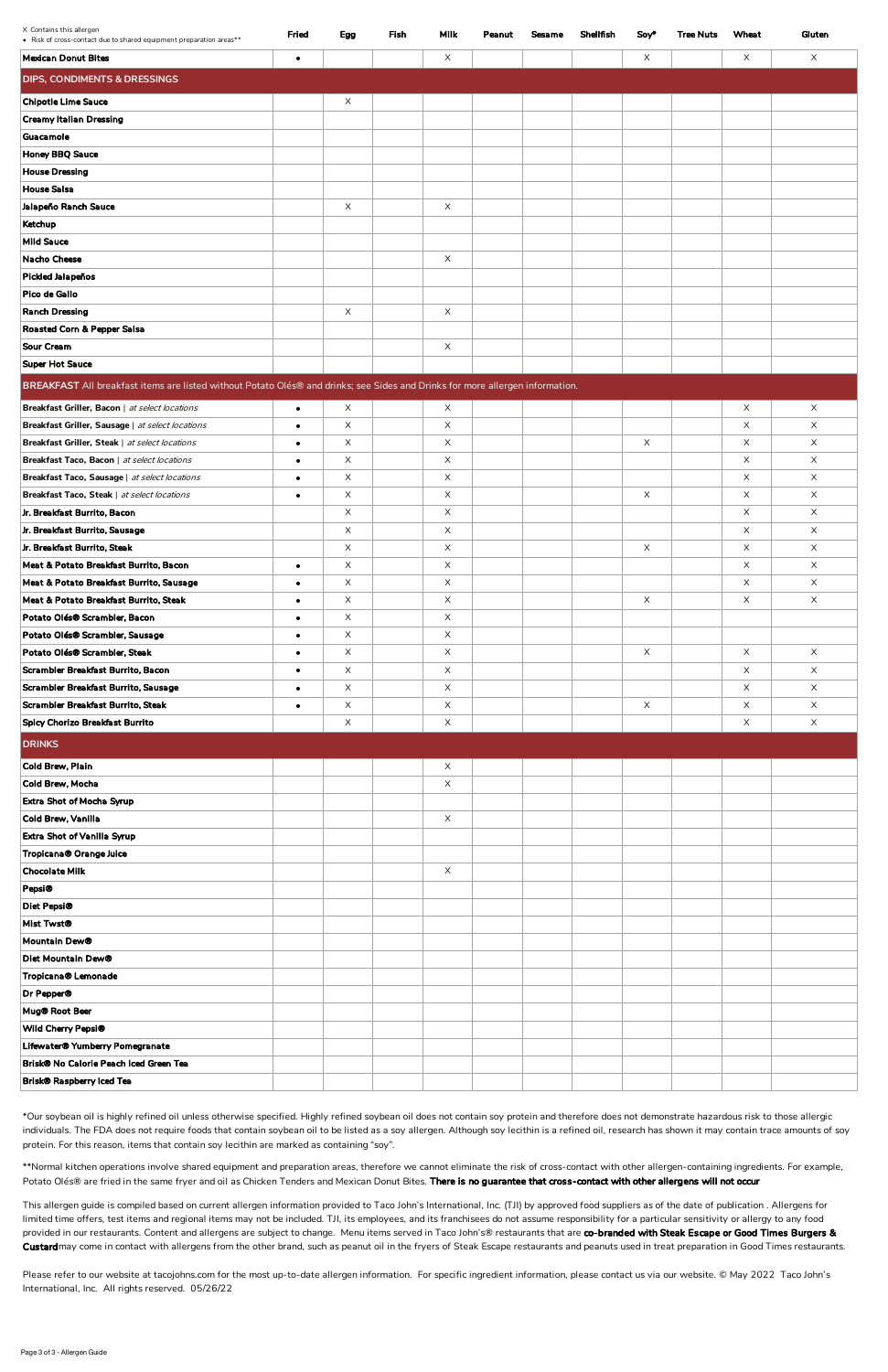| X Contains this allergen<br>• Risk of cross-contact due to shared equipment preparation areas** | Fried | Egg | Fish | Milk | Peanut | Sesame | Shellfish | Soy* | Tree Nuts | Wheat | Gluten |
|---|---|---|---|---|---|---|---|---|---|---|---|
| Mexican Donut Bites | • | | | X | | | | X | | X | X |
| **DIPS, CONDIMENTS & DRESSINGS** | | | | | | | | | | | |
| Chipotle Lime Sauce | | X | | | | | | | | | |
| Creamy Italian Dressing | | | | | | | | | | | |
| Guacamole | | | | | | | | | | | |
| Honey BBQ Sauce | | | | | | | | | | | |
| House Dressing | | | | | | | | | | | |
| House Salsa | | | | | | | | | | | |
| Jalapeño Ranch Sauce | | X | | X | | | | | | | |
| Ketchup | | | | | | | | | | | |
| Mild Sauce | | | | | | | | | | | |
| Nacho Cheese | | | | X | | | | | | | |
| Pickled Jalapeños | | | | | | | | | | | |
| Pico de Gallo | | | | | | | | | | | |
| Ranch Dressing | | X | | X | | | | | | | |
| Roasted Corn & Pepper Salsa | | | | | | | | | | | |
| Sour Cream | | | | X | | | | | | | |
| Super Hot Sauce | | | | | | | | | | | |
| **BREAKFAST** All breakfast items are listed without Potato Olés® and drinks; see Sides and Drinks for more allergen information. | | | | | | | | | | | |
| Breakfast Griller, Bacon \| *at select locations* | • | X | | X | | | | | | X | X |
| Breakfast Griller, Sausage \| *at select locations* | • | X | | X | | | | | | X | X |
| Breakfast Griller, Steak \| *at select locations* | • | X | | X | | | | X | | X | X |
| Breakfast Taco, Bacon \| *at select locations* | • | X | | X | | | | | | X | X |
| Breakfast Taco, Sausage \| *at select locations* | • | X | | X | | | | | | X | X |
| Breakfast Taco, Steak \| *at select locations* | • | X | | X | | | | X | | X | X |
| Jr. Breakfast Burrito, Bacon | | X | | X | | | | | | X | X |
| Jr. Breakfast Burrito, Sausage | | X | | X | | | | | | X | X |
| Jr. Breakfast Burrito, Steak | | X | | X | | | | X | | X | X |
| Meat & Potato Breakfast Burrito, Bacon | • | X | | X | | | | | | X | X |
| Meat & Potato Breakfast Burrito, Sausage | • | X | | X | | | | | | X | X |
| Meat & Potato Breakfast Burrito, Steak | • | X | | X | | | | X | | X | X |
| Potato Olés® Scrambler, Bacon | • | X | | X | | | | | | | |
| Potato Olés® Scrambler, Sausage | • | X | | X | | | | | | | |
| Potato Olés® Scrambler, Steak | • | X | | X | | | | X | | X | X |
| Scrambler Breakfast Burrito, Bacon | • | X | | X | | | | | | X | X |
| Scrambler Breakfast Burrito, Sausage | • | X | | X | | | | | | X | X |
| Scrambler Breakfast Burrito, Steak | • | X | | X | | | | X | | X | X |
| Spicy Chorizo Breakfast Burrito | | X | | X | | | | | | X | X |
| **DRINKS** | | | | | | | | | | | |
| Cold Brew, Plain | | | | X | | | | | | | |
| Cold Brew, Mocha | | | | X | | | | | | | |
| Extra Shot of Mocha Syrup | | | | | | | | | | | |
| Cold Brew, Vanilla | | | | X | | | | | | | |
| Extra Shot of Vanilla Syrup | | | | | | | | | | | |
| Tropicana® Orange Juice | | | | | | | | | | | |
| Chocolate Milk | | | | X | | | | | | | |
| Pepsi® | | | | | | | | | | | |
| Diet Pepsi® | | | | | | | | | | | |
| Mist Twst® | | | | | | | | | | | |
| Mountain Dew® | | | | | | | | | | | |
| Diet Mountain Dew® | | | | | | | | | | | |
| Tropicana® Lemonade | | | | | | | | | | | |
| Dr Pepper® | | | | | | | | | | | |
| Mug® Root Beer | | | | | | | | | | | |
| Wild Cherry Pepsi® | | | | | | | | | | | |
| Lifewater® Yumberry Pomegranate | | | | | | | | | | | |
| Brisk® No Calorie Peach Iced Green Tea | | | | | | | | | | | |
| Brisk® Raspberry Iced Tea | | | | | | | | | | | |

*Our soybean oil is highly refined oil unless otherwise specified. Highly refined soybean oil does not contain soy protein and therefore does not demonstrate hazardous risk to those allergic individuals. The FDA does not require foods that contain soybean oil to be listed as a soy allergen. Although soy lecithin is a refined oil, research has shown it may contain trace amounts of soy protein. For this reason, items that contain soy lecithin are marked as containing "soy".

**Normal kitchen operations involve shared equipment and preparation areas, therefore we cannot eliminate the risk of cross-contact with other allergen-containing ingredients. For example, Potato Olés® are fried in the same fryer and oil as Chicken Tenders and Mexican Donut Bites. **There is no guarantee that cross-contact with other allergens will not occur**

This allergen guide is compiled based on current allergen information provided to Taco John's International, Inc. (TJI) by approved food suppliers as of the date of publication . Allergens for limited time offers, test items and regional items may not be included. TJI, its employees, and its franchisees do not assume responsibility for a particular sensitivity or allergy to any food provided in our restaurants. Content and allergens are subject to change. Menu items served in Taco John's® restaurants that are **co-branded with Steak Escape or Good Times Burgers & Custard** may come in contact with allergens from the other brand, such as peanut oil in the fryers of Steak Escape restaurants and peanuts used in treat preparation in Good Times restaurants.

Please refer to our website at tacojohns.com for the most up-to-date allergen information. For specific ingredient information, please contact us via our website. © May 2022 Taco John's International, Inc. All rights reserved. 05/26/22